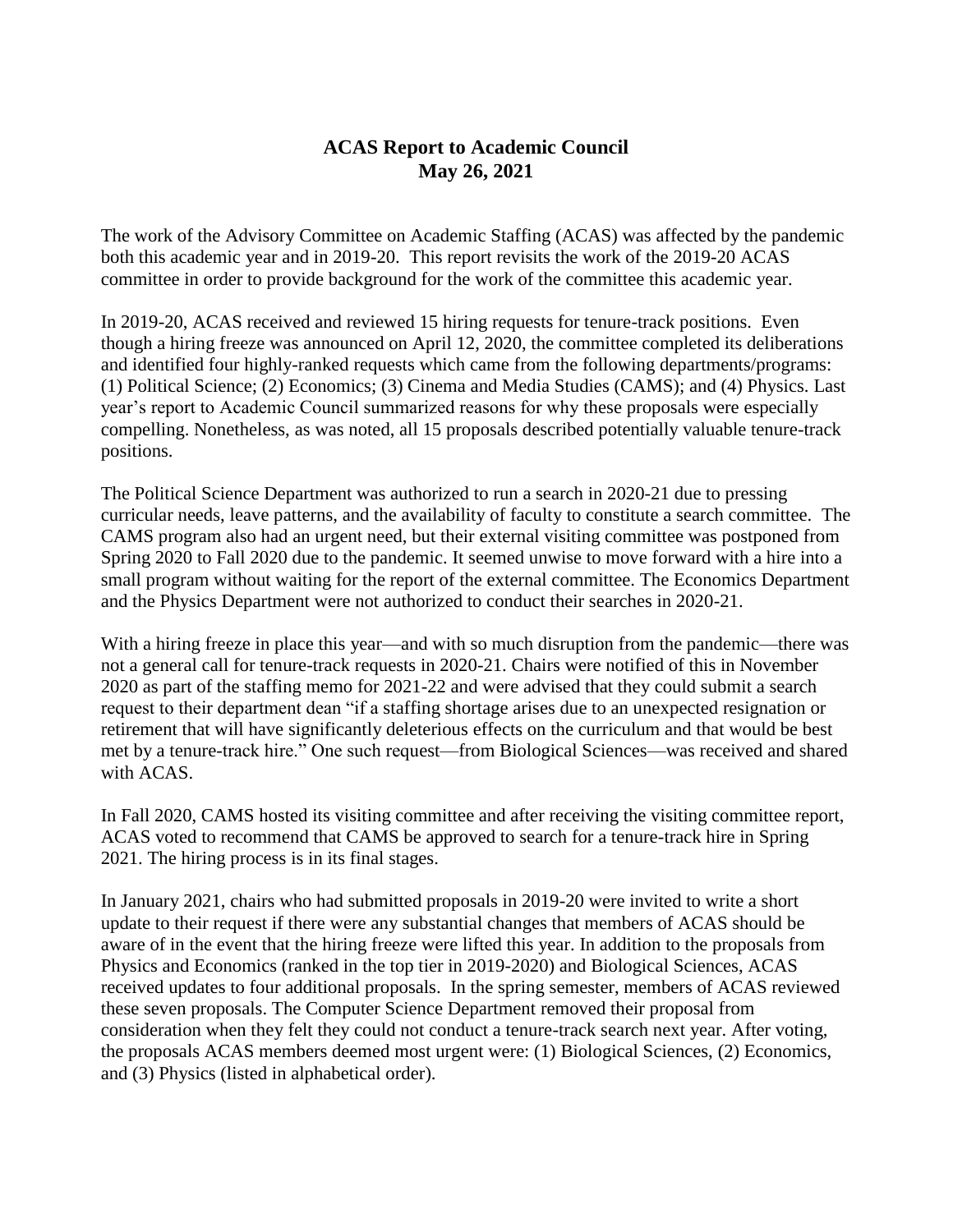# ACAS Report to Academic Council
# May 26, 2021

The work of the Advisory Committee on Academic Staffing (ACAS) was affected by the pandemic both this academic year and in 2019-20. This report revisits the work of the 2019-20 ACAS committee in order to provide background for the work of the committee this academic year.

In 2019-20, ACAS received and reviewed 15 hiring requests for tenure-track positions. Even though a hiring freeze was announced on April 12, 2020, the committee completed its deliberations and identified four highly-ranked requests which came from the following departments/programs: (1) Political Science; (2) Economics; (3) Cinema and Media Studies (CAMS); and (4) Physics. Last year's report to Academic Council summarized reasons for why these proposals were especially compelling. Nonetheless, as was noted, all 15 proposals described potentially valuable tenure-track positions.

The Political Science Department was authorized to run a search in 2020-21 due to pressing curricular needs, leave patterns, and the availability of faculty to constitute a search committee. The CAMS program also had an urgent need, but their external visiting committee was postponed from Spring 2020 to Fall 2020 due to the pandemic. It seemed unwise to move forward with a hire into a small program without waiting for the report of the external committee. The Economics Department and the Physics Department were not authorized to conduct their searches in 2020-21.

With a hiring freeze in place this year—and with so much disruption from the pandemic—there was not a general call for tenure-track requests in 2020-21. Chairs were notified of this in November 2020 as part of the staffing memo for 2021-22 and were advised that they could submit a search request to their department dean "if a staffing shortage arises due to an unexpected resignation or retirement that will have significantly deleterious effects on the curriculum and that would be best met by a tenure-track hire." One such request—from Biological Sciences—was received and shared with ACAS.

In Fall 2020, CAMS hosted its visiting committee and after receiving the visiting committee report, ACAS voted to recommend that CAMS be approved to search for a tenure-track hire in Spring 2021. The hiring process is in its final stages.

In January 2021, chairs who had submitted proposals in 2019-20 were invited to write a short update to their request if there were any substantial changes that members of ACAS should be aware of in the event that the hiring freeze were lifted this year. In addition to the proposals from Physics and Economics (ranked in the top tier in 2019-2020) and Biological Sciences, ACAS received updates to four additional proposals. In the spring semester, members of ACAS reviewed these seven proposals. The Computer Science Department removed their proposal from consideration when they felt they could not conduct a tenure-track search next year. After voting, the proposals ACAS members deemed most urgent were: (1) Biological Sciences, (2) Economics, and (3) Physics (listed in alphabetical order).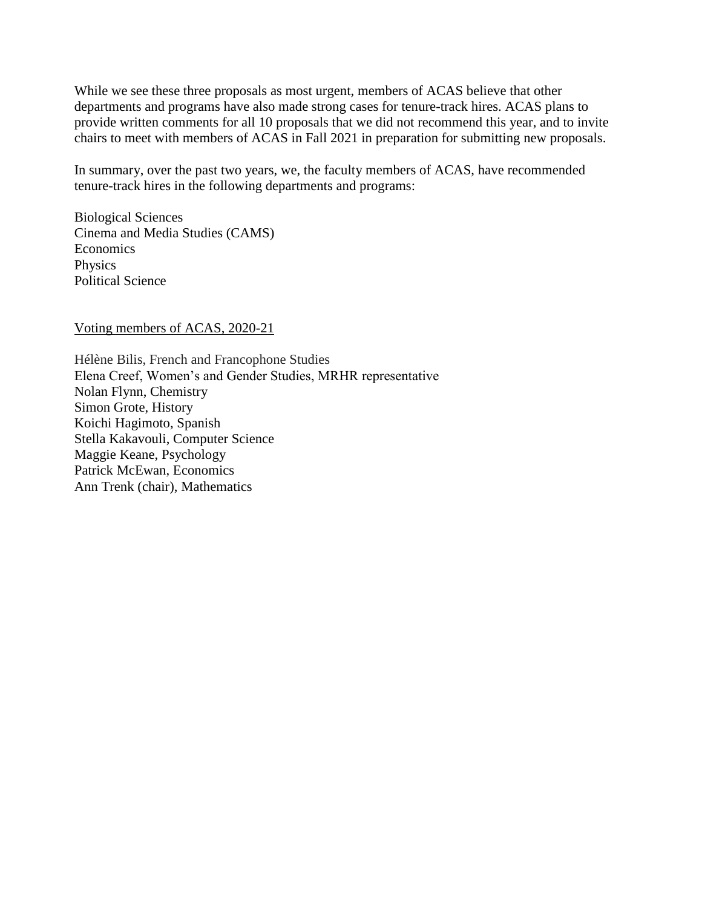While we see these three proposals as most urgent, members of ACAS believe that other departments and programs have also made strong cases for tenure-track hires. ACAS plans to provide written comments for all 10 proposals that we did not recommend this year, and to invite chairs to meet with members of ACAS in Fall 2021 in preparation for submitting new proposals.

In summary, over the past two years, we, the faculty members of ACAS, have recommended tenure-track hires in the following departments and programs:

Biological Sciences
Cinema and Media Studies (CAMS)
Economics
Physics
Political Science

<u>Voting members of ACAS, 2020-21</u>

Hélène Bilis, French and Francophone Studies
Elena Creef, Women's and Gender Studies, MRHR representative
Nolan Flynn, Chemistry
Simon Grote, History
Koichi Hagimoto, Spanish
Stella Kakavouli, Computer Science
Maggie Keane, Psychology
Patrick McEwan, Economics
Ann Trenk (chair), Mathematics